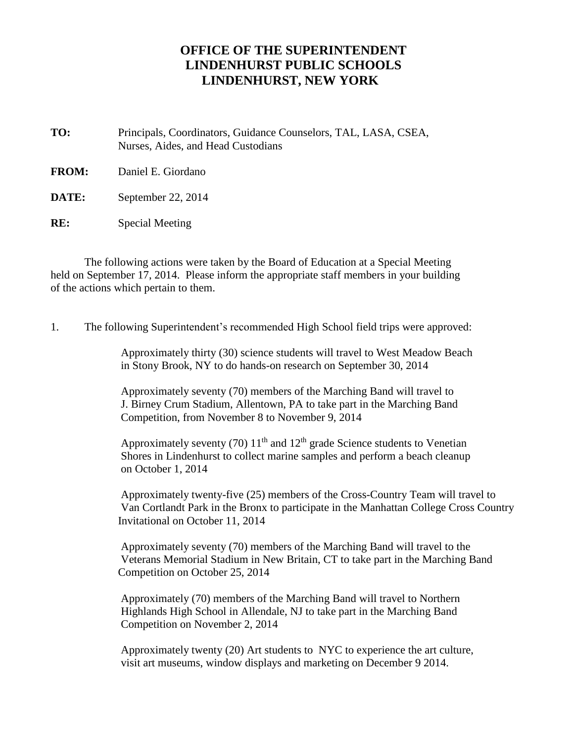# OFFICE OF THE SUPERINTENDENT
# LINDENHURST PUBLIC SCHOOLS
# LINDENHURST, NEW YORK

**TO:** Principals, Coordinators, Guidance Counselors, TAL, LASA, CSEA, Nurses, Aides, and Head Custodians

**FROM:** Daniel E. Giordano

**DATE:** September 22, 2014

**RE:** Special Meeting

The following actions were taken by the Board of Education at a Special Meeting held on September 17, 2014. Please inform the appropriate staff members in your building of the actions which pertain to them.

1. The following Superintendent's recommended High School field trips were approved:

   Approximately thirty (30) science students will travel to West Meadow Beach in Stony Brook, NY to do hands-on research on September 30, 2014

   Approximately seventy (70) members of the Marching Band will travel to J. Birney Crum Stadium, Allentown, PA to take part in the Marching Band Competition, from November 8 to November 9, 2014

   Approximately seventy (70) 11th and 12th grade Science students to Venetian Shores in Lindenhurst to collect marine samples and perform a beach cleanup on October 1, 2014

   Approximately twenty-five (25) members of the Cross-Country Team will travel to Van Cortlandt Park in the Bronx to participate in the Manhattan College Cross Country Invitational on October 11, 2014

   Approximately seventy (70) members of the Marching Band will travel to the Veterans Memorial Stadium in New Britain, CT to take part in the Marching Band Competition on October 25, 2014

   Approximately (70) members of the Marching Band will travel to Northern Highlands High School in Allendale, NJ to take part in the Marching Band Competition on November 2, 2014

   Approximately twenty (20) Art students to NYC to experience the art culture, visit art museums, window displays and marketing on December 9 2014.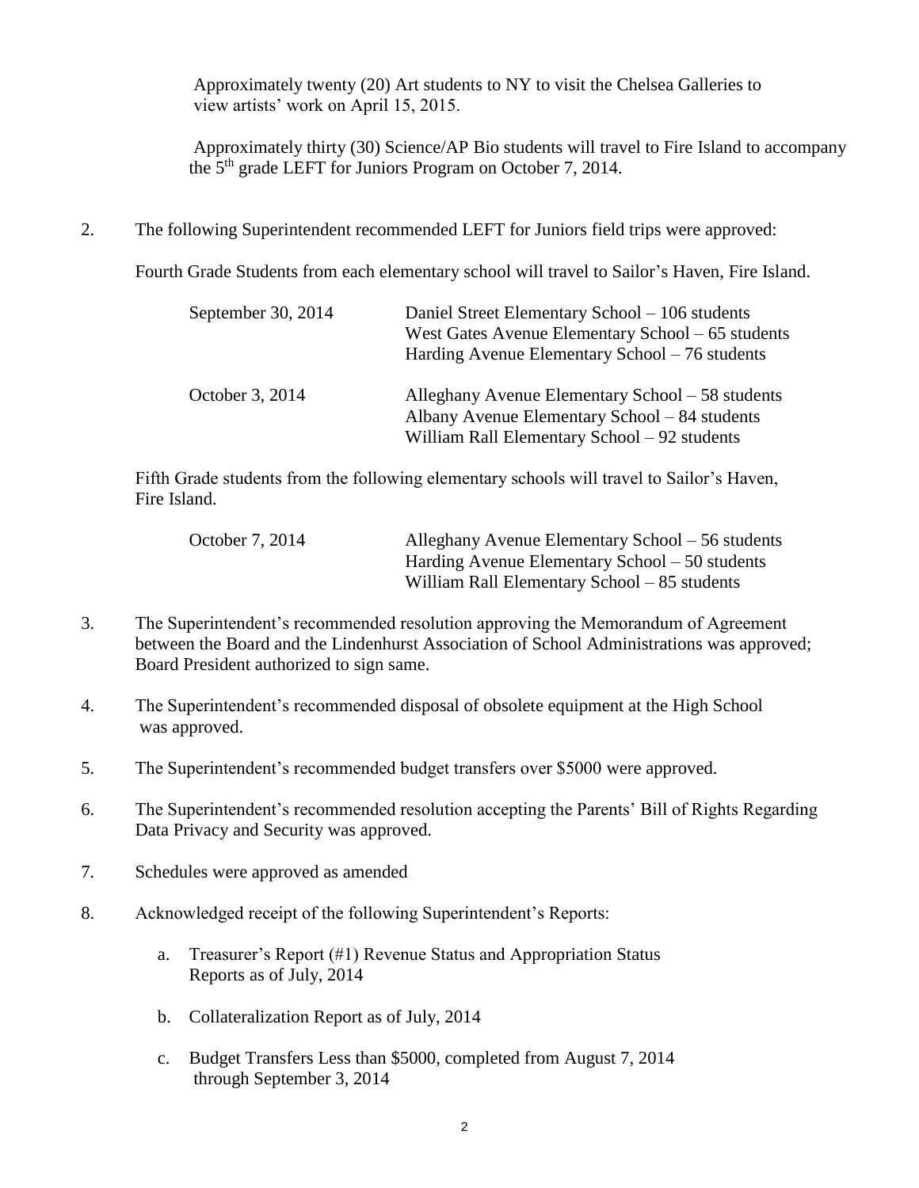Approximately twenty (20) Art students to NY to visit the Chelsea Galleries to view artists' work on April 15, 2015.

Approximately thirty (30) Science/AP Bio students will travel to Fire Island to accompany the 5th grade LEFT for Juniors Program on October 7, 2014.

2. The following Superintendent recommended LEFT for Juniors field trips were approved:

   Fourth Grade Students from each elementary school will travel to Sailor's Haven, Fire Island.

   | | |
   |---|---|
   | September 30, 2014 | Daniel Street Elementary School – 106 students<br>West Gates Avenue Elementary School – 65 students<br>Harding Avenue Elementary School – 76 students |
   | October 3, 2014 | Alleghany Avenue Elementary School – 58 students<br>Albany Avenue Elementary School – 84 students<br>William Rall Elementary School – 92 students |

   Fifth Grade students from the following elementary schools will travel to Sailor's Haven, Fire Island.

   | | |
   |---|---|
   | October 7, 2014 | Alleghany Avenue Elementary School – 56 students<br>Harding Avenue Elementary School – 50 students<br>William Rall Elementary School – 85 students |

3. The Superintendent's recommended resolution approving the Memorandum of Agreement between the Board and the Lindenhurst Association of School Administrations was approved; Board President authorized to sign same.

4. The Superintendent's recommended disposal of obsolete equipment at the High School was approved.

5. The Superintendent's recommended budget transfers over $5000 were approved.

6. The Superintendent's recommended resolution accepting the Parents' Bill of Rights Regarding Data Privacy and Security was approved.

7. Schedules were approved as amended

8. Acknowledged receipt of the following Superintendent's Reports:

   a. Treasurer's Report (#1) Revenue Status and Appropriation Status Reports as of July, 2014

   b. Collateralization Report as of July, 2014

   c. Budget Transfers Less than $5000, completed from August 7, 2014 through September 3, 2014